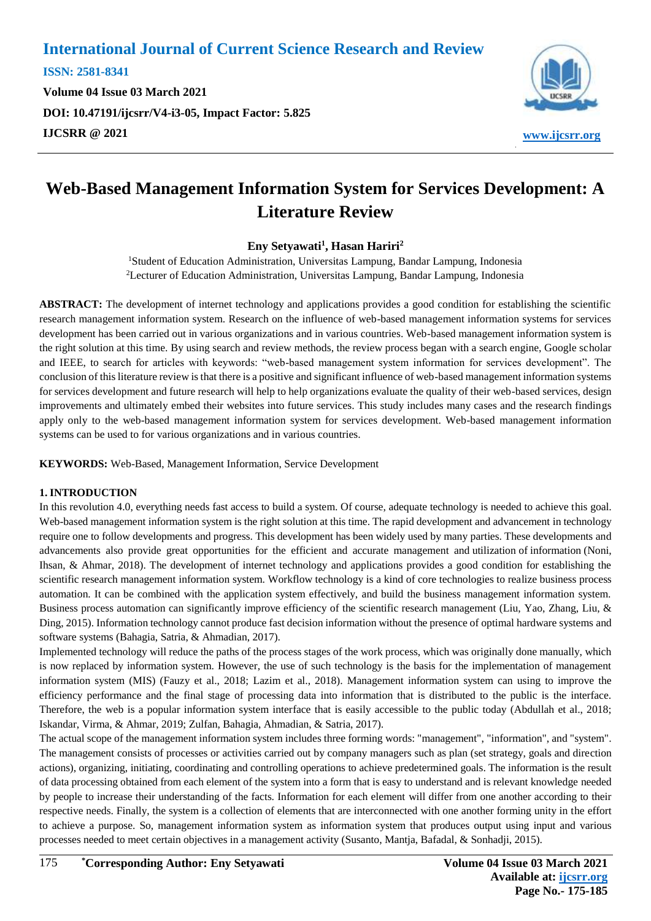# Web-Based Management Information System for Services Development: A Literature Review

**Eny Setyawati[1], Hasan Hariri[2]**

[1]Student of Education Administration, Universitas Lampung, Bandar Lampung, Indonesia

[2]Lecturer of Education Administration, Universitas Lampung, Bandar Lampung, Indonesia

**ABSTRACT:** The development of internet technology and applications provides a good condition for establishing the scientific research management information system. Research on the influence of web-based management information systems for services development has been carried out in various organizations and in various countries. Web-based management information system is the right solution at this time. By using search and review methods, the review process began with a search engine, Google scholar and IEEE, to search for articles with keywords: "web-based management system information for services development". The conclusion of this literature review is that there is a positive and significant influence of web-based management information systems for services development and future research will help to help organizations evaluate the quality of their web-based services, design improvements and ultimately embed their websites into future services. This study includes many cases and the research findings apply only to the web-based management information system for services development. Web-based management information systems can be used to for various organizations and in various countries.

**KEYWORDS:** Web-Based, Management Information, Service Development

## 1. INTRODUCTION

In this revolution 4.0, everything needs fast access to build a system. Of course, adequate technology is needed to achieve this goal. Web-based management information system is the right solution at this time. The rapid development and advancement in technology require one to follow developments and progress. This development has been widely used by many parties. These developments and advancements also provide great opportunities for the efficient and accurate management and utilization of information (Noni, Ihsan, & Ahmar, 2018). The development of internet technology and applications provides a good condition for establishing the scientific research management information system. Workflow technology is a kind of core technologies to realize business process automation. It can be combined with the application system effectively, and build the business management information system. Business process automation can significantly improve efficiency of the scientific research management (Liu, Yao, Zhang, Liu, & Ding, 2015). Information technology cannot produce fast decision information without the presence of optimal hardware systems and software systems (Bahagia, Satria, & Ahmadian, 2017).

Implemented technology will reduce the paths of the process stages of the work process, which was originally done manually, which is now replaced by information system. However, the use of such technology is the basis for the implementation of management information system (MIS) (Fauzy et al., 2018; Lazim et al., 2018). Management information system can using to improve the efficiency performance and the final stage of processing data into information that is distributed to the public is the interface. Therefore, the web is a popular information system interface that is easily accessible to the public today (Abdullah et al., 2018; Iskandar, Virma, & Ahmar, 2019; Zulfan, Bahagia, Ahmadian, & Satria, 2017).

The actual scope of the management information system includes three forming words: "management", "information", and "system". The management consists of processes or activities carried out by company managers such as plan (set strategy, goals and direction actions), organizing, initiating, coordinating and controlling operations to achieve predetermined goals. The information is the result of data processing obtained from each element of the system into a form that is easy to understand and is relevant knowledge needed by people to increase their understanding of the facts. Information for each element will differ from one another according to their respective needs. Finally, the system is a collection of elements that are interconnected with one another forming unity in the effort to achieve a purpose. So, management information system as information system that produces output using input and various processes needed to meet certain objectives in a management activity (Susanto, Mantja, Bafadal, & Sonhadji, 2015).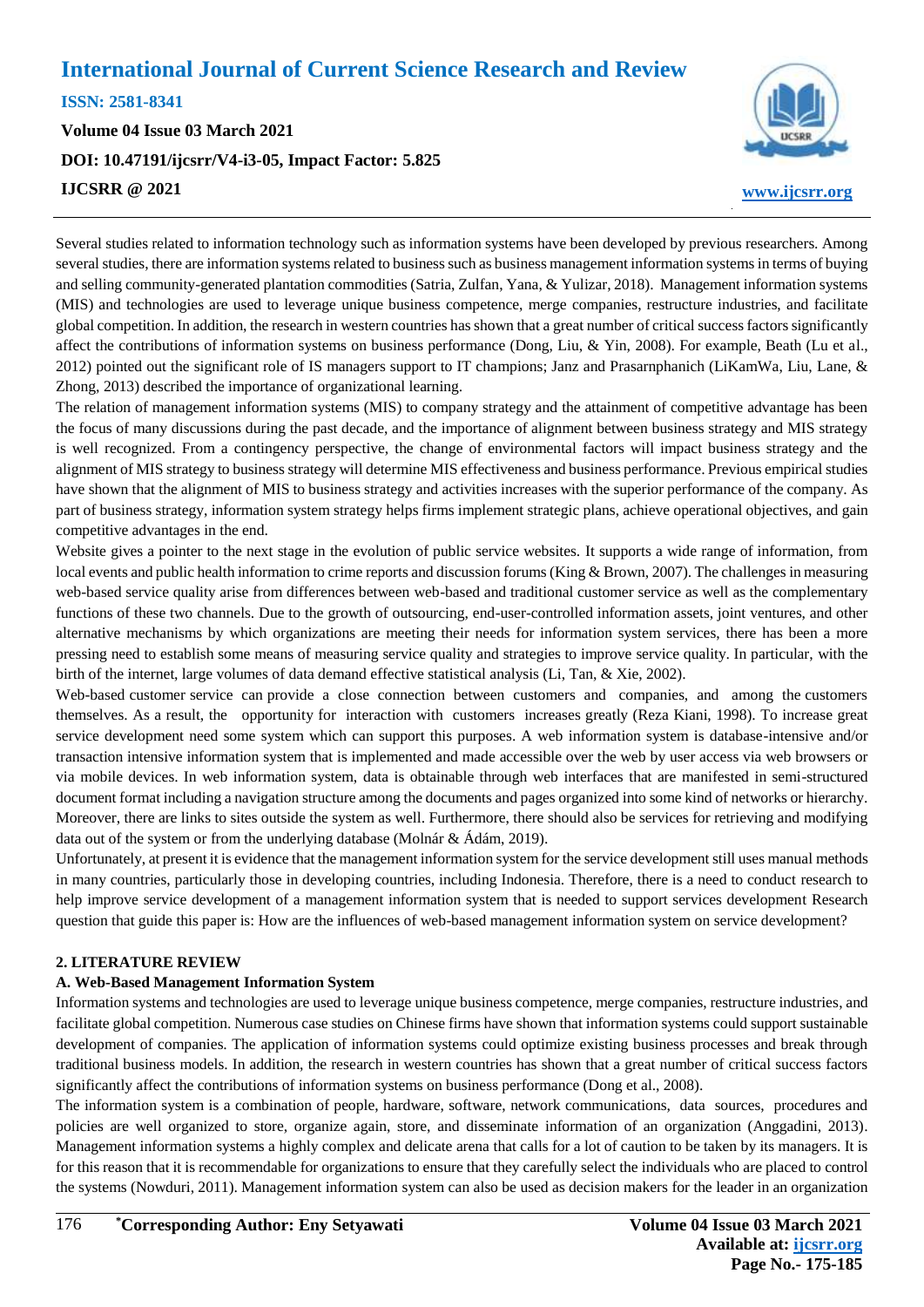Several studies related to information technology such as information systems have been developed by previous researchers. Among several studies, there are information systems related to business such as business management information systems in terms of buying and selling community-generated plantation commodities (Satria, Zulfan, Yana, & Yulizar, 2018). Management information systems (MIS) and technologies are used to leverage unique business competence, merge companies, restructure industries, and facilitate global competition. In addition, the research in western countries has shown that a great number of critical success factors significantly affect the contributions of information systems on business performance (Dong, Liu, & Yin, 2008). For example, Beath (Lu et al., 2012) pointed out the significant role of IS managers support to IT champions; Janz and Prasarnphanich (LiKamWa, Liu, Lane, & Zhong, 2013) described the importance of organizational learning.

The relation of management information systems (MIS) to company strategy and the attainment of competitive advantage has been the focus of many discussions during the past decade, and the importance of alignment between business strategy and MIS strategy is well recognized. From a contingency perspective, the change of environmental factors will impact business strategy and the alignment of MIS strategy to business strategy will determine MIS effectiveness and business performance. Previous empirical studies have shown that the alignment of MIS to business strategy and activities increases with the superior performance of the company. As part of business strategy, information system strategy helps firms implement strategic plans, achieve operational objectives, and gain competitive advantages in the end.

Website gives a pointer to the next stage in the evolution of public service websites. It supports a wide range of information, from local events and public health information to crime reports and discussion forums (King & Brown, 2007). The challenges in measuring web-based service quality arise from differences between web-based and traditional customer service as well as the complementary functions of these two channels. Due to the growth of outsourcing, end-user-controlled information assets, joint ventures, and other alternative mechanisms by which organizations are meeting their needs for information system services, there has been a more pressing need to establish some means of measuring service quality and strategies to improve service quality. In particular, with the birth of the internet, large volumes of data demand effective statistical analysis (Li, Tan, & Xie, 2002).

Web-based customer service can provide a close connection between customers and companies, and among the customers themselves. As a result, the opportunity for interaction with customers increases greatly (Reza Kiani, 1998). To increase great service development need some system which can support this purposes. A web information system is database-intensive and/or transaction intensive information system that is implemented and made accessible over the web by user access via web browsers or via mobile devices. In web information system, data is obtainable through web interfaces that are manifested in semi-structured document format including a navigation structure among the documents and pages organized into some kind of networks or hierarchy. Moreover, there are links to sites outside the system as well. Furthermore, there should also be services for retrieving and modifying data out of the system or from the underlying database (Molnár & Ádám, 2019).

Unfortunately, at present it is evidence that the management information system for the service development still uses manual methods in many countries, particularly those in developing countries, including Indonesia. Therefore, there is a need to conduct research to help improve service development of a management information system that is needed to support services development Research question that guide this paper is: How are the influences of web-based management information system on service development?

## 2. LITERATURE REVIEW

### A. Web-Based Management Information System

Information systems and technologies are used to leverage unique business competence, merge companies, restructure industries, and facilitate global competition. Numerous case studies on Chinese firms have shown that information systems could support sustainable development of companies. The application of information systems could optimize existing business processes and break through traditional business models. In addition, the research in western countries has shown that a great number of critical success factors significantly affect the contributions of information systems on business performance (Dong et al., 2008).

The information system is a combination of people, hardware, software, network communications, data sources, procedures and policies are well organized to store, organize again, store, and disseminate information of an organization (Anggadini, 2013). Management information systems a highly complex and delicate arena that calls for a lot of caution to be taken by its managers. It is for this reason that it is recommendable for organizations to ensure that they carefully select the individuals who are placed to control the systems (Nowduri, 2011). Management information system can also be used as decision makers for the leader in an organization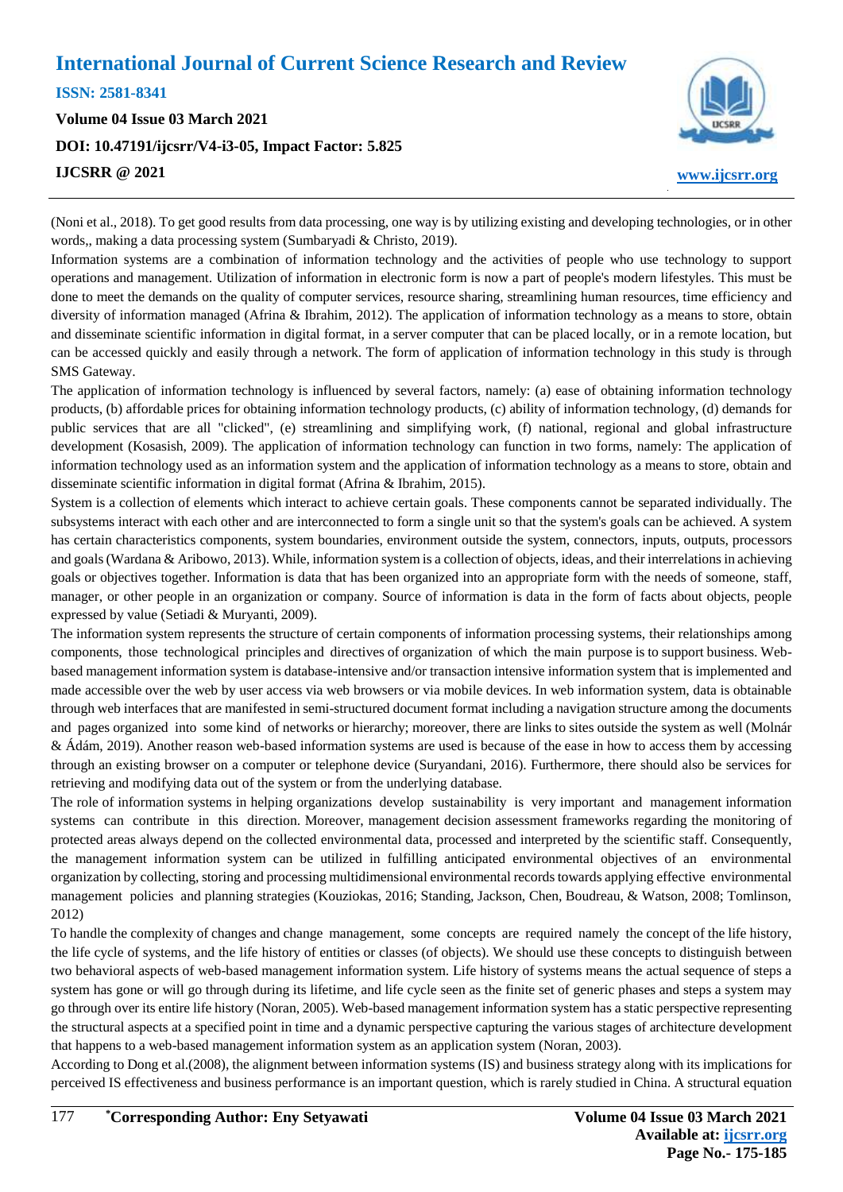(Noni et al., 2018). To get good results from data processing, one way is by utilizing existing and developing technologies, or in other words,, making a data processing system (Sumbaryadi & Christo, 2019).

Information systems are a combination of information technology and the activities of people who use technology to support operations and management. Utilization of information in electronic form is now a part of people's modern lifestyles. This must be done to meet the demands on the quality of computer services, resource sharing, streamlining human resources, time efficiency and diversity of information managed (Afrina & Ibrahim, 2012). The application of information technology as a means to store, obtain and disseminate scientific information in digital format, in a server computer that can be placed locally, or in a remote location, but can be accessed quickly and easily through a network. The form of application of information technology in this study is through SMS Gateway.

The application of information technology is influenced by several factors, namely: (a) ease of obtaining information technology products, (b) affordable prices for obtaining information technology products, (c) ability of information technology, (d) demands for public services that are all "clicked", (e) streamlining and simplifying work, (f) national, regional and global infrastructure development (Kosasish, 2009). The application of information technology can function in two forms, namely: The application of information technology used as an information system and the application of information technology as a means to store, obtain and disseminate scientific information in digital format (Afrina & Ibrahim, 2015).

System is a collection of elements which interact to achieve certain goals. These components cannot be separated individually. The subsystems interact with each other and are interconnected to form a single unit so that the system's goals can be achieved. A system has certain characteristics components, system boundaries, environment outside the system, connectors, inputs, outputs, processors and goals (Wardana & Aribowo, 2013). While, information system is a collection of objects, ideas, and their interrelations in achieving goals or objectives together. Information is data that has been organized into an appropriate form with the needs of someone, staff, manager, or other people in an organization or company. Source of information is data in the form of facts about objects, people expressed by value (Setiadi & Muryanti, 2009).

The information system represents the structure of certain components of information processing systems, their relationships among components, those technological principles and directives of organization of which the main purpose is to support business. Web-based management information system is database-intensive and/or transaction intensive information system that is implemented and made accessible over the web by user access via web browsers or via mobile devices. In web information system, data is obtainable through web interfaces that are manifested in semi-structured document format including a navigation structure among the documents and pages organized into some kind of networks or hierarchy; moreover, there are links to sites outside the system as well (Molnár & Ádám, 2019). Another reason web-based information systems are used is because of the ease in how to access them by accessing through an existing browser on a computer or telephone device (Suryandani, 2016). Furthermore, there should also be services for retrieving and modifying data out of the system or from the underlying database.

The role of information systems in helping organizations develop sustainability is very important and management information systems can contribute in this direction. Moreover, management decision assessment frameworks regarding the monitoring of protected areas always depend on the collected environmental data, processed and interpreted by the scientific staff. Consequently, the management information system can be utilized in fulfilling anticipated environmental objectives of an environmental organization by collecting, storing and processing multidimensional environmental records towards applying effective environmental management policies and planning strategies (Kouziokas, 2016; Standing, Jackson, Chen, Boudreau, & Watson, 2008; Tomlinson, 2012)

To handle the complexity of changes and change management, some concepts are required namely the concept of the life history, the life cycle of systems, and the life history of entities or classes (of objects). We should use these concepts to distinguish between two behavioral aspects of web-based management information system. Life history of systems means the actual sequence of steps a system has gone or will go through during its lifetime, and life cycle seen as the finite set of generic phases and steps a system may go through over its entire life history (Noran, 2005). Web-based management information system has a static perspective representing the structural aspects at a specified point in time and a dynamic perspective capturing the various stages of architecture development that happens to a web-based management information system as an application system (Noran, 2003).

According to Dong et al.(2008), the alignment between information systems (IS) and business strategy along with its implications for perceived IS effectiveness and business performance is an important question, which is rarely studied in China. A structural equation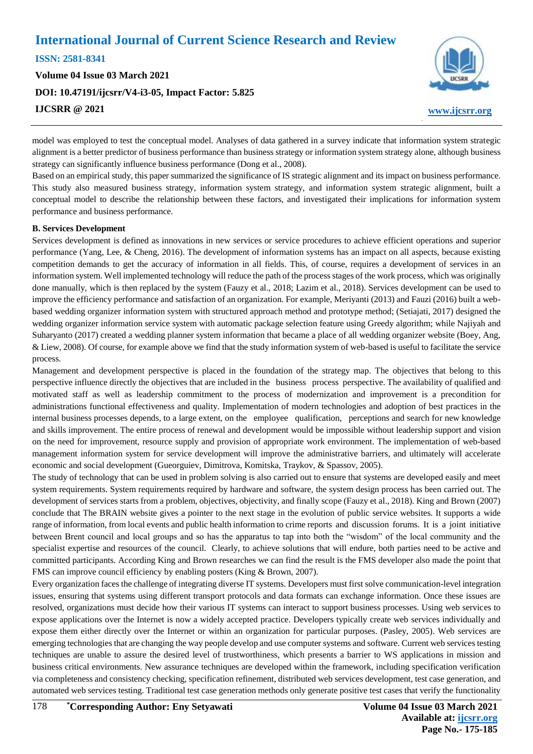model was employed to test the conceptual model. Analyses of data gathered in a survey indicate that information system strategic alignment is a better predictor of business performance than business strategy or information system strategy alone, although business strategy can significantly influence business performance (Dong et al., 2008).

Based on an empirical study, this paper summarized the significance of IS strategic alignment and its impact on business performance. This study also measured business strategy, information system strategy, and information system strategic alignment, built a conceptual model to describe the relationship between these factors, and investigated their implications for information system performance and business performance.

**B. Services Development**

Services development is defined as innovations in new services or service procedures to achieve efficient operations and superior performance (Yang, Lee, & Cheng, 2016). The development of information systems has an impact on all aspects, because existing competition demands to get the accuracy of information in all fields. This, of course, requires a development of services in an information system. Well implemented technology will reduce the path of the process stages of the work process, which was originally done manually, which is then replaced by the system (Fauzy et al., 2018; Lazim et al., 2018). Services development can be used to improve the efficiency performance and satisfaction of an organization. For example, Meriyanti (2013) and Fauzi (2016) built a web-based wedding organizer information system with structured approach method and prototype method; (Setiajati, 2017) designed the wedding organizer information service system with automatic package selection feature using Greedy algorithm; while Najiyah and Suharyanto (2017) created a wedding planner system information that became a place of all wedding organizer website (Boey, Ang, & Liew, 2008). Of course, for example above we find that the study information system of web-based is useful to facilitate the service process.

Management and development perspective is placed in the foundation of the strategy map. The objectives that belong to this perspective influence directly the objectives that are included in the business process perspective. The availability of qualified and motivated staff as well as leadership commitment to the process of modernization and improvement is a precondition for administrations functional effectiveness and quality. Implementation of modern technologies and adoption of best practices in the internal business processes depends, to a large extent, on the employee qualification, perceptions and search for new knowledge and skills improvement. The entire process of renewal and development would be impossible without leadership support and vision on the need for improvement, resource supply and provision of appropriate work environment. The implementation of web-based management information system for service development will improve the administrative barriers, and ultimately will accelerate economic and social development (Gueorguiev, Dimitrova, Komitska, Traykov, & Spassov, 2005).

The study of technology that can be used in problem solving is also carried out to ensure that systems are developed easily and meet system requirements. System requirements required by hardware and software, the system design process has been carried out. The development of services starts from a problem, objectives, objectivity, and finally scope (Fauzy et al., 2018). King and Brown (2007) conclude that The BRAIN website gives a pointer to the next stage in the evolution of public service websites. It supports a wide range of information, from local events and public health information to crime reports and discussion forums. It is a joint initiative between Brent council and local groups and so has the apparatus to tap into both the "wisdom" of the local community and the specialist expertise and resources of the council. Clearly, to achieve solutions that will endure, both parties need to be active and committed participants. According King and Brown researches we can find the result is the FMS developer also made the point that FMS can improve council efficiency by enabling posters (King & Brown, 2007).

Every organization faces the challenge of integrating diverse IT systems. Developers must first solve communication-level integration issues, ensuring that systems using different transport protocols and data formats can exchange information. Once these issues are resolved, organizations must decide how their various IT systems can interact to support business processes. Using web services to expose applications over the Internet is now a widely accepted practice. Developers typically create web services individually and expose them either directly over the Internet or within an organization for particular purposes. (Pasley, 2005). Web services are emerging technologies that are changing the way people develop and use computer systems and software. Current web services testing techniques are unable to assure the desired level of trustworthiness, which presents a barrier to WS applications in mission and business critical environments. New assurance techniques are developed within the framework, including specification verification via completeness and consistency checking, specification refinement, distributed web services development, test case generation, and automated web services testing. Traditional test case generation methods only generate positive test cases that verify the functionality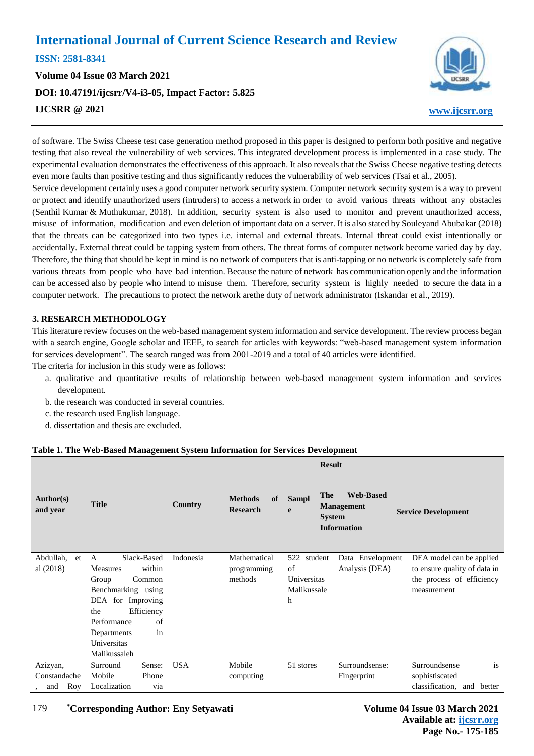of software. The Swiss Cheese test case generation method proposed in this paper is designed to perform both positive and negative testing that also reveal the vulnerability of web services. This integrated development process is implemented in a case study. The experimental evaluation demonstrates the effectiveness of this approach. It also reveals that the Swiss Cheese negative testing detects even more faults than positive testing and thus significantly reduces the vulnerability of web services (Tsai et al., 2005).

Service development certainly uses a good computer network security system. Computer network security system is a way to prevent or protect and identify unauthorized users (intruders) to access a network in order to avoid various threats without any obstacles (Senthil Kumar & Muthukumar, 2018). In addition, security system is also used to monitor and prevent unauthorized access, misuse of information, modification and even deletion of important data on a server. It is also stated by Souleyand Abubakar (2018) that the threats can be categorized into two types i.e. internal and external threats. Internal threat could exist intentionally or accidentally. External threat could be tapping system from others. The threat forms of computer network become varied day by day. Therefore, the thing that should be kept in mind is no network of computers that is anti-tapping or no network is completely safe from various threats from people who have bad intention. Because the nature of network has communication openly and the information can be accessed also by people who intend to misuse them. Therefore, security system is highly needed to secure the data in a computer network. The precautions to protect the network arethe duty of network administrator (Iskandar et al., 2019).

## 3. RESEARCH METHODOLOGY

This literature review focuses on the web-based management system information and service development. The review process began with a search engine, Google scholar and IEEE, to search for articles with keywords: "web-based management system information for services development". The search ranged was from 2001-2019 and a total of 40 articles were identified.

The criteria for inclusion in this study were as follows:

a. qualitative and quantitative results of relationship between web-based management system information and services development.

b. the research was conducted in several countries.

c. the research used English language.

d. dissertation and thesis are excluded.

**Table 1. The Web-Based Management System Information for Services Development**

| Author(s) and year | Title | Country | Methods of Research | Sample | Result: The Web-Based Management System Information | Result: Service Development |
|---|---|---|---|---|---|---|
| Abdullah, et al (2018) | A Slack-Based Measures within Group Common Benchmarking using DEA for Improving the Efficiency Performance of Departments in Universitas Malikussaleh | Indonesia | Mathematical programming methods | 522 student of Universitas Malikussaleh | Data Envelopment Analysis (DEA) | DEA model can be applied to ensure quality of data in the process of efficiency measurement |
| Azizyan, Constandache, and Roy | Surround Sense: Mobile Phone Localization via | USA | Mobile computing | 51 stores | Surroundsense: Fingerprint | Surroundsense is sophisticated classification, and better |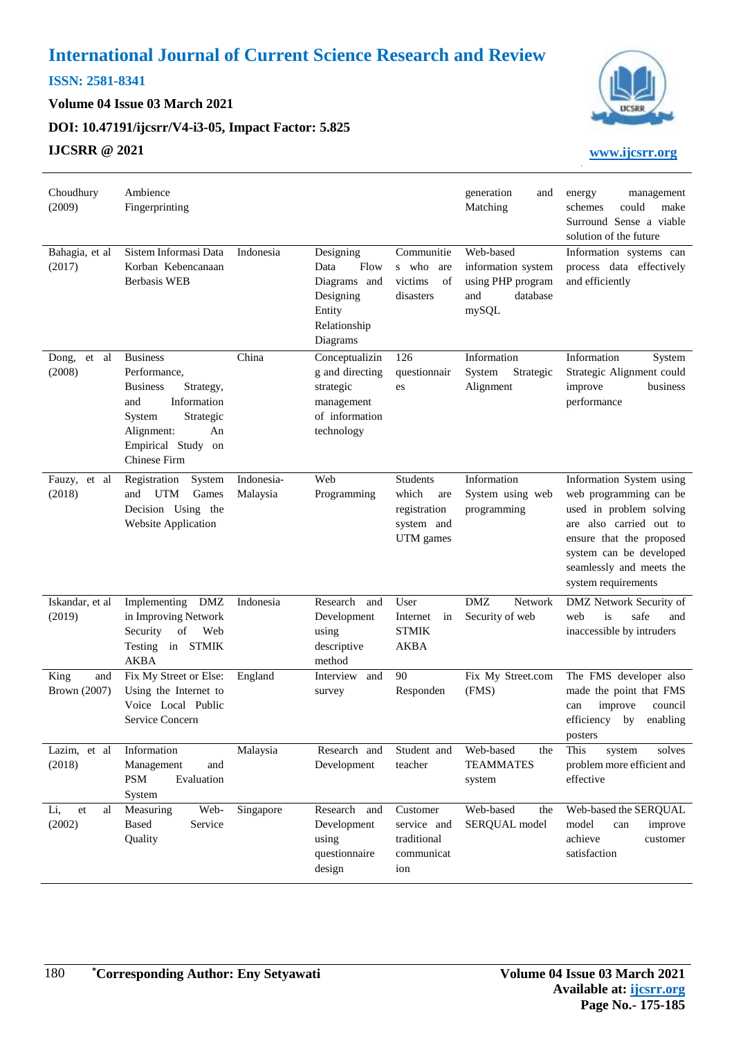| | | | | | | |
|---|---|---|---|---|---|---|
| Choudhury (2009) | Ambience Fingerprinting | | | | generation and Matching | energy management schemes could make Surround Sense a viable solution of the future |
| Bahagia, et al (2017) | Sistem Informasi Data Korban Kebencanaan Berbasis WEB | Indonesia | Designing Data Flow Diagrams and Designing Entity Relationship Diagrams | Communities who are victims of disasters | Web-based information system using PHP program and database mySQL | Information systems can process data effectively and efficiently |
| Dong, et al (2008) | Business Performance, Business Strategy, and Information System Strategic Alignment: An Empirical Study on Chinese Firm | China | Conceptualizing and directing strategic management of information technology | 126 questionnaires | Information System Strategic Alignment | Information System Strategic Alignment could improve business performance |
| Fauzy, et al (2018) | Registration System and UTM Games Decision Using the Website Application | Indonesia-Malaysia | Web Programming | Students which are registration system and UTM games | Information System using web programming | Information System using web programming can be used in problem solving are also carried out to ensure that the proposed system can be developed seamlessly and meets the system requirements |
| Iskandar, et al (2019) | Implementing DMZ in Improving Network Security of Web Testing in STMIK AKBA | Indonesia | Research and Development using descriptive method | User Internet in STMIK AKBA | DMZ Network Security of web | DMZ Network Security of web is safe and inaccessible by intruders |
| King and Brown (2007) | Fix My Street or Else: Using the Internet to Voice Local Public Service Concern | England | Interview and survey | 90 Responden | Fix My Street.com (FMS) | The FMS developer also made the point that FMS can improve council efficiency by enabling posters |
| Lazim, et al (2018) | Information Management and PSM Evaluation System | Malaysia | Research and Development | Student and teacher | Web-based the TEAMMATES system | This system solves problem more efficient and effective |
| Li, et al (2002) | Measuring Web-Based Service Quality | Singapore | Research and Development using questionnaire design | Customer service and traditional communication | Web-based the SERQUAL model | Web-based the SERQUAL model can improve achieve customer satisfaction |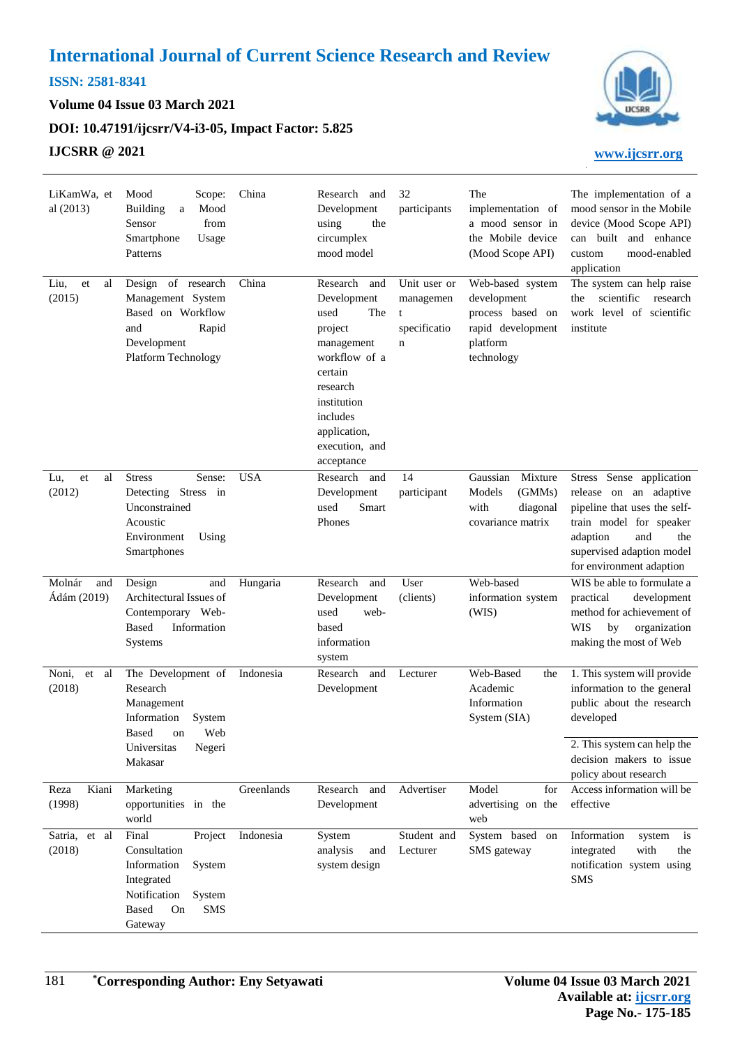| | | | | | | |
|---|---|---|---|---|---|---|
| LiKamWa, et al (2013) | Mood Scope: Building a Mood Sensor from Smartphone Usage Patterns | China | Research and Development using the circumplex mood model | 32 participants | The implementation of a mood sensor in the the Mobile device (Mood Scope API) | The implementation of a mood sensor in the Mobile device (Mood Scope API) can built and enhance custom mood-enabled application |
| Liu, et al (2015) | Design of research Management System Based on Workflow and Rapid Development Platform Technology | China | Research and Development used The project management workflow of a certain research institution includes application, execution, and acceptance | Unit user or management specification | Web-based system development process based on rapid development platform technology | The system can help raise the scientific research work level of scientific institute |
| Lu, et al (2012) | Stress Sense: Detecting Stress in Unconstrained Acoustic Environment Using Smartphones | USA | Research and Development used Smart Phones | 14 participant | Gaussian Mixture Models (GMMs) with diagonal covariance matrix | Stress Sense application release on an adaptive pipeline that uses the self-train model for speaker adaption and the supervised adaption model for environment adaption |
| Molnár and Ádám (2019) | Design and Architectural Issues of Contemporary Web-Based Information Systems | Hungaria | Research and Development used web-based information system | User (clients) | Web-based information system (WIS) | WIS be able to formulate a practical development method for achievement of WIS by organization making the most of Web |
| Noni, et al (2018) | The Development of Research Management Information System Based on Web Universitas Negeri Makasar | Indonesia | Research and Development | Lecturer | Web-Based the Academic Information System (SIA) | 1. This system will provide information to the general public about the research developed<br><br>2. This system can help the decision makers to issue policy about research |
| Reza Kiani (1998) | Marketing opportunities in the world | Greenlands | Research and Development | Advertiser | Model for advertising on the web | Access information will be effective |
| Satria, et al (2018) | Final Project Consultation Information System Integrated Notification System Based On SMS Gateway | Indonesia | System analysis and system design | Student and Lecturer | System based on SMS gateway | Information system is integrated with the notification system using SMS |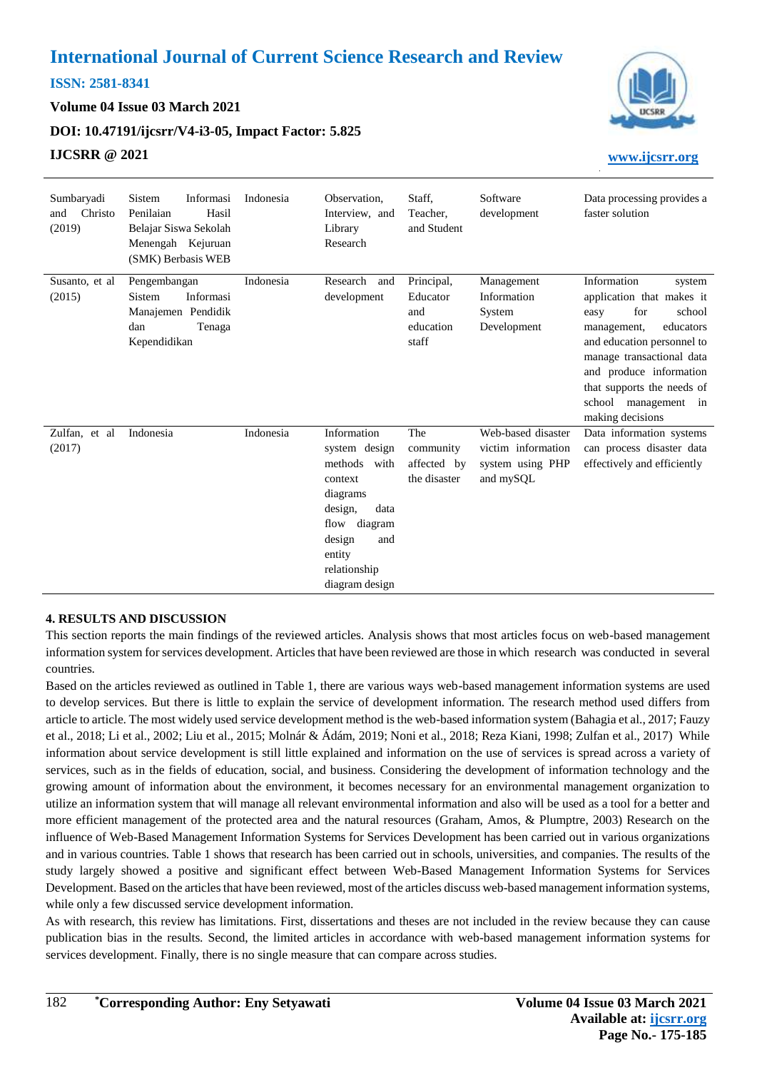| | | | | | | |
|---|---|---|---|---|---|---|
| Sumbaryadi and Christo (2019) | Sistem Informasi Penilaian Hasil Belajar Siswa Sekolah Menengah Kejuruan (SMK) Berbasis WEB | Indonesia | Observation, Interview, and Library Research | Staff, Teacher, and Student | Software development | Data processing provides a faster solution |
| Susanto, et al (2015) | Pengembangan Sistem Informasi Manajemen Pendidik dan Tenaga Kependidikan | Indonesia | Research and development | Principal, Educator and education staff | Management Information System Development | Information system application that makes it easy for school management, educators and education personnel to manage transactional data and produce information that supports the needs of school management in making decisions |
| Zulfan, et al (2017) | Indonesia | Indonesia | Information system design methods with context diagrams design, data flow diagram design and entity relationship diagram design | The community affected by the disaster | Web-based disaster victim information system using PHP and mySQL | Data information systems can process disaster data effectively and efficiently |

## 4. RESULTS AND DISCUSSION

This section reports the main findings of the reviewed articles. Analysis shows that most articles focus on web-based management information system for services development. Articles that have been reviewed are those in which research was conducted in several countries.

Based on the articles reviewed as outlined in Table 1, there are various ways web-based management information systems are used to develop services. But there is little to explain the service of development information. The research method used differs from article to article. The most widely used service development method is the web-based information system (Bahagia et al., 2017; Fauzy et al., 2018; Li et al., 2002; Liu et al., 2015; Molnár & Ádám, 2019; Noni et al., 2018; Reza Kiani, 1998; Zulfan et al., 2017) While information about service development is still little explained and information on the use of services is spread across a variety of services, such as in the fields of education, social, and business. Considering the development of information technology and the growing amount of information about the environment, it becomes necessary for an environmental management organization to utilize an information system that will manage all relevant environmental information and also will be used as a tool for a better and more efficient management of the protected area and the natural resources (Graham, Amos, & Plumptre, 2003) Research on the influence of Web-Based Management Information Systems for Services Development has been carried out in various organizations and in various countries. Table 1 shows that research has been carried out in schools, universities, and companies. The results of the study largely showed a positive and significant effect between Web-Based Management Information Systems for Services Development. Based on the articles that have been reviewed, most of the articles discuss web-based management information systems, while only a few discussed service development information.

As with research, this review has limitations. First, dissertations and theses are not included in the review because they can cause publication bias in the results. Second, the limited articles in accordance with web-based management information systems for services development. Finally, there is no single measure that can compare across studies.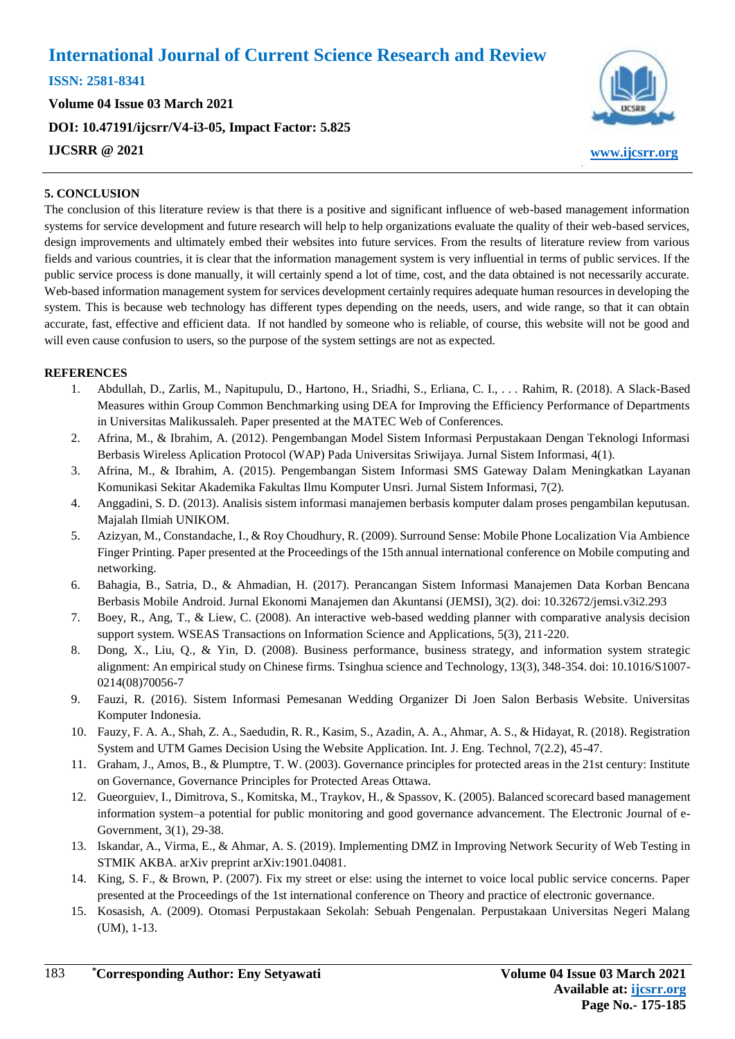## 5. CONCLUSION

The conclusion of this literature review is that there is a positive and significant influence of web-based management information systems for service development and future research will help to help organizations evaluate the quality of their web-based services, design improvements and ultimately embed their websites into future services. From the results of literature review from various fields and various countries, it is clear that the information management system is very influential in terms of public services. If the public service process is done manually, it will certainly spend a lot of time, cost, and the data obtained is not necessarily accurate. Web-based information management system for services development certainly requires adequate human resources in developing the system. This is because web technology has different types depending on the needs, users, and wide range, so that it can obtain accurate, fast, effective and efficient data. If not handled by someone who is reliable, of course, this website will not be good and will even cause confusion to users, so the purpose of the system settings are not as expected.

## REFERENCES

1. Abdullah, D., Zarlis, M., Napitupulu, D., Hartono, H., Sriadhi, S., Erliana, C. I., . . . Rahim, R. (2018). A Slack-Based Measures within Group Common Benchmarking using DEA for Improving the Efficiency Performance of Departments in Universitas Malikussaleh. Paper presented at the MATEC Web of Conferences.
2. Afrina, M., & Ibrahim, A. (2012). Pengembangan Model Sistem Informasi Perpustakaan Dengan Teknologi Informasi Berbasis Wireless Aplication Protocol (WAP) Pada Universitas Sriwijaya. Jurnal Sistem Informasi, 4(1).
3. Afrina, M., & Ibrahim, A. (2015). Pengembangan Sistem Informasi SMS Gateway Dalam Meningkatkan Layanan Komunikasi Sekitar Akademika Fakultas Ilmu Komputer Unsri. Jurnal Sistem Informasi, 7(2).
4. Anggadini, S. D. (2013). Analisis sistem informasi manajemen berbasis komputer dalam proses pengambilan keputusan. Majalah Ilmiah UNIKOM.
5. Azizyan, M., Constandache, I., & Roy Choudhury, R. (2009). Surround Sense: Mobile Phone Localization Via Ambience Finger Printing. Paper presented at the Proceedings of the 15th annual international conference on Mobile computing and networking.
6. Bahagia, B., Satria, D., & Ahmadian, H. (2017). Perancangan Sistem Informasi Manajemen Data Korban Bencana Berbasis Mobile Android. Jurnal Ekonomi Manajemen dan Akuntansi (JEMSI), 3(2). doi: 10.32672/jemsi.v3i2.293
7. Boey, R., Ang, T., & Liew, C. (2008). An interactive web-based wedding planner with comparative analysis decision support system. WSEAS Transactions on Information Science and Applications, 5(3), 211-220.
8. Dong, X., Liu, Q., & Yin, D. (2008). Business performance, business strategy, and information system strategic alignment: An empirical study on Chinese firms. Tsinghua science and Technology, 13(3), 348-354. doi: 10.1016/S1007-0214(08)70056-7
9. Fauzi, R. (2016). Sistem Informasi Pemesanan Wedding Organizer Di Joen Salon Berbasis Website. Universitas Komputer Indonesia.
10. Fauzy, F. A. A., Shah, Z. A., Saedudin, R. R., Kasim, S., Azadin, A. A., Ahmar, A. S., & Hidayat, R. (2018). Registration System and UTM Games Decision Using the Website Application. Int. J. Eng. Technol, 7(2.2), 45-47.
11. Graham, J., Amos, B., & Plumptre, T. W. (2003). Governance principles for protected areas in the 21st century: Institute on Governance, Governance Principles for Protected Areas Ottawa.
12. Gueorguiev, I., Dimitrova, S., Komitska, M., Traykov, H., & Spassov, K. (2005). Balanced scorecard based management information system–a potential for public monitoring and good governance advancement. The Electronic Journal of e-Government, 3(1), 29-38.
13. Iskandar, A., Virma, E., & Ahmar, A. S. (2019). Implementing DMZ in Improving Network Security of Web Testing in STMIK AKBA. arXiv preprint arXiv:1901.04081.
14. King, S. F., & Brown, P. (2007). Fix my street or else: using the internet to voice local public service concerns. Paper presented at the Proceedings of the 1st international conference on Theory and practice of electronic governance.
15. Kosasish, A. (2009). Otomasi Perpustakaan Sekolah: Sebuah Pengenalan. Perpustakaan Universitas Negeri Malang (UM), 1-13.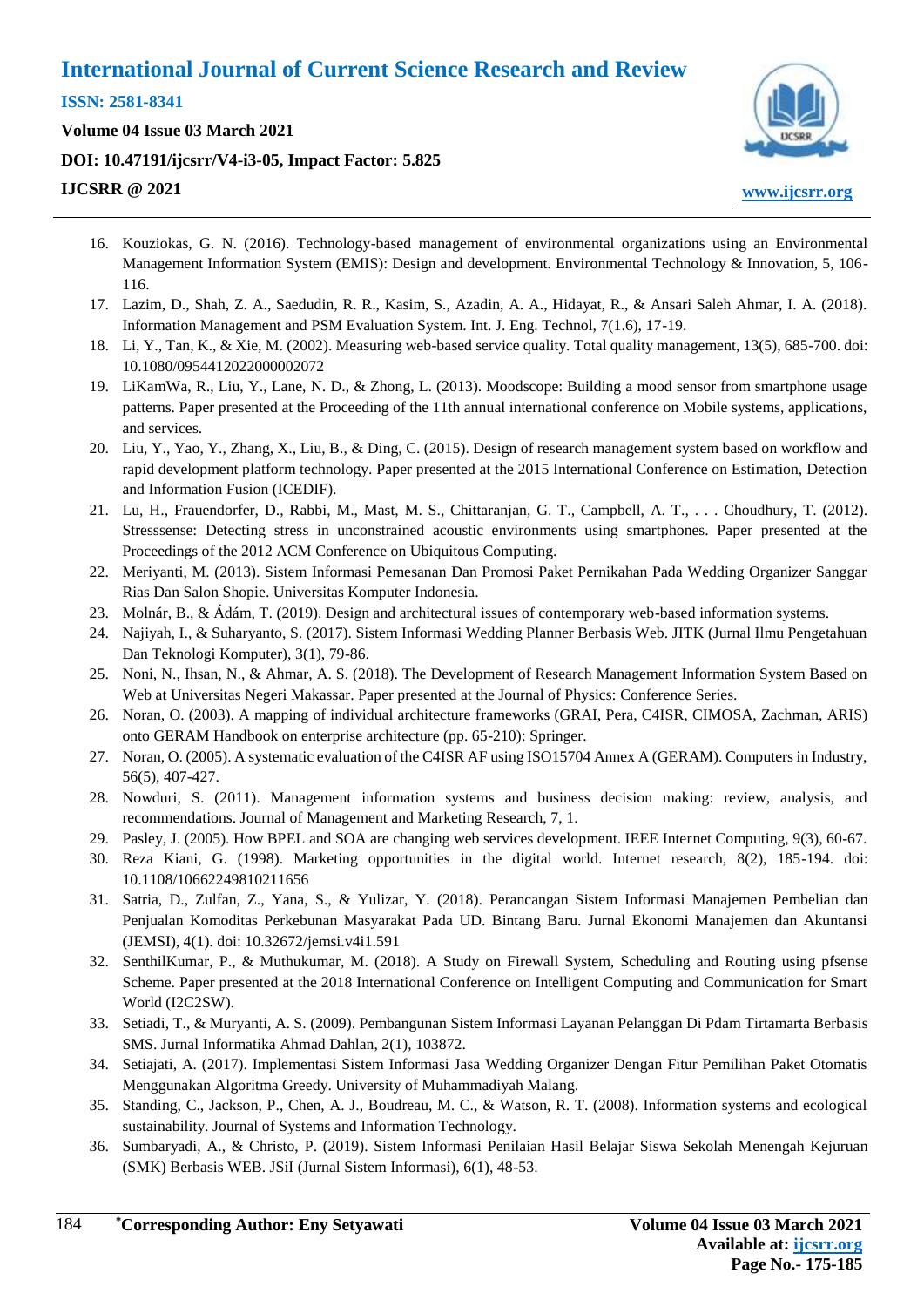16. Kouziokas, G. N. (2016). Technology-based management of environmental organizations using an Environmental Management Information System (EMIS): Design and development. Environmental Technology & Innovation, 5, 106-116.
17. Lazim, D., Shah, Z. A., Saedudin, R. R., Kasim, S., Azadin, A. A., Hidayat, R., & Ansari Saleh Ahmar, I. A. (2018). Information Management and PSM Evaluation System. Int. J. Eng. Technol, 7(1.6), 17-19.
18. Li, Y., Tan, K., & Xie, M. (2002). Measuring web-based service quality. Total quality management, 13(5), 685-700. doi: 10.1080/0954412022000002072
19. LiKamWa, R., Liu, Y., Lane, N. D., & Zhong, L. (2013). Moodscope: Building a mood sensor from smartphone usage patterns. Paper presented at the Proceeding of the 11th annual international conference on Mobile systems, applications, and services.
20. Liu, Y., Yao, Y., Zhang, X., Liu, B., & Ding, C. (2015). Design of research management system based on workflow and rapid development platform technology. Paper presented at the 2015 International Conference on Estimation, Detection and Information Fusion (ICEDIF).
21. Lu, H., Frauendorfer, D., Rabbi, M., Mast, M. S., Chittaranjan, G. T., Campbell, A. T., . . . Choudhury, T. (2012). Stresssense: Detecting stress in unconstrained acoustic environments using smartphones. Paper presented at the Proceedings of the 2012 ACM Conference on Ubiquitous Computing.
22. Meriyanti, M. (2013). Sistem Informasi Pemesanan Dan Promosi Paket Pernikahan Pada Wedding Organizer Sanggar Rias Dan Salon Shopie. Universitas Komputer Indonesia.
23. Molnár, B., & Ádám, T. (2019). Design and architectural issues of contemporary web-based information systems.
24. Najiyah, I., & Suharyanto, S. (2017). Sistem Informasi Wedding Planner Berbasis Web. JITK (Jurnal Ilmu Pengetahuan Dan Teknologi Komputer), 3(1), 79-86.
25. Noni, N., Ihsan, N., & Ahmar, A. S. (2018). The Development of Research Management Information System Based on Web at Universitas Negeri Makassar. Paper presented at the Journal of Physics: Conference Series.
26. Noran, O. (2003). A mapping of individual architecture frameworks (GRAI, Pera, C4ISR, CIMOSA, Zachman, ARIS) onto GERAM Handbook on enterprise architecture (pp. 65-210): Springer.
27. Noran, O. (2005). A systematic evaluation of the C4ISR AF using ISO15704 Annex A (GERAM). Computers in Industry, 56(5), 407-427.
28. Nowduri, S. (2011). Management information systems and business decision making: review, analysis, and recommendations. Journal of Management and Marketing Research, 7, 1.
29. Pasley, J. (2005). How BPEL and SOA are changing web services development. IEEE Internet Computing, 9(3), 60-67.
30. Reza Kiani, G. (1998). Marketing opportunities in the digital world. Internet research, 8(2), 185-194. doi: 10.1108/10662249810211656
31. Satria, D., Zulfan, Z., Yana, S., & Yulizar, Y. (2018). Perancangan Sistem Informasi Manajemen Pembelian dan Penjualan Komoditas Perkebunan Masyarakat Pada UD. Bintang Baru. Jurnal Ekonomi Manajemen dan Akuntansi (JEMSI), 4(1). doi: 10.32672/jemsi.v4i1.591
32. SenthilKumar, P., & Muthukumar, M. (2018). A Study on Firewall System, Scheduling and Routing using pfsense Scheme. Paper presented at the 2018 International Conference on Intelligent Computing and Communication for Smart World (I2C2SW).
33. Setiadi, T., & Muryanti, A. S. (2009). Pembangunan Sistem Informasi Layanan Pelanggan Di Pdam Tirtamarta Berbasis SMS. Jurnal Informatika Ahmad Dahlan, 2(1), 103872.
34. Setiajati, A. (2017). Implementasi Sistem Informasi Jasa Wedding Organizer Dengan Fitur Pemilihan Paket Otomatis Menggunakan Algoritma Greedy. University of Muhammadiyah Malang.
35. Standing, C., Jackson, P., Chen, A. J., Boudreau, M. C., & Watson, R. T. (2008). Information systems and ecological sustainability. Journal of Systems and Information Technology.
36. Sumbaryadi, A., & Christo, P. (2019). Sistem Informasi Penilaian Hasil Belajar Siswa Sekolah Menengah Kejuruan (SMK) Berbasis WEB. JSiI (Jurnal Sistem Informasi), 6(1), 48-53.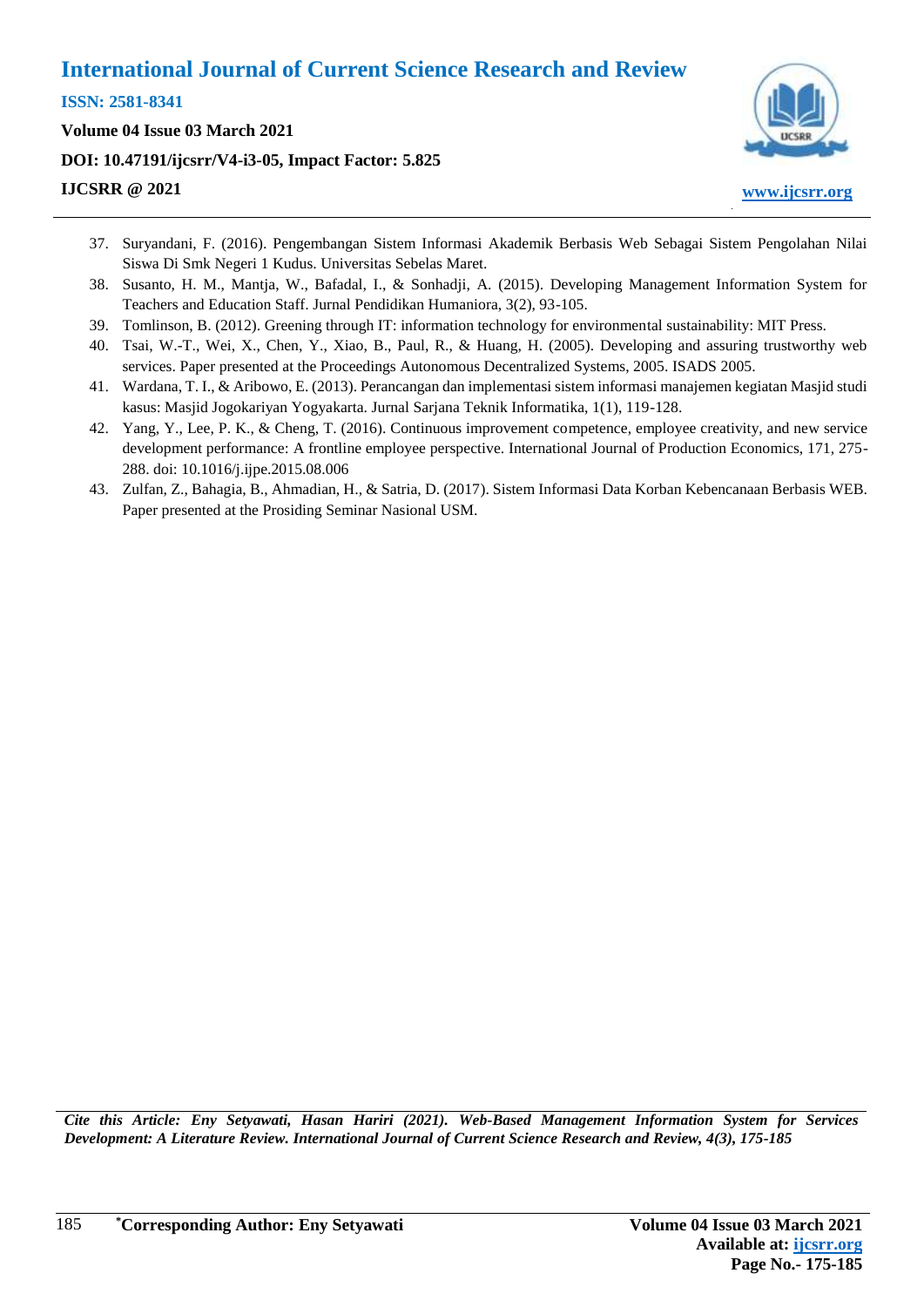37. Suryandani, F. (2016). Pengembangan Sistem Informasi Akademik Berbasis Web Sebagai Sistem Pengolahan Nilai Siswa Di Smk Negeri 1 Kudus. Universitas Sebelas Maret.
38. Susanto, H. M., Mantja, W., Bafadal, I., & Sonhadji, A. (2015). Developing Management Information System for Teachers and Education Staff. Jurnal Pendidikan Humaniora, 3(2), 93-105.
39. Tomlinson, B. (2012). Greening through IT: information technology for environmental sustainability: MIT Press.
40. Tsai, W.-T., Wei, X., Chen, Y., Xiao, B., Paul, R., & Huang, H. (2005). Developing and assuring trustworthy web services. Paper presented at the Proceedings Autonomous Decentralized Systems, 2005. ISADS 2005.
41. Wardana, T. I., & Aribowo, E. (2013). Perancangan dan implementasi sistem informasi manajemen kegiatan Masjid studi kasus: Masjid Jogokariyan Yogyakarta. Jurnal Sarjana Teknik Informatika, 1(1), 119-128.
42. Yang, Y., Lee, P. K., & Cheng, T. (2016). Continuous improvement competence, employee creativity, and new service development performance: A frontline employee perspective. International Journal of Production Economics, 171, 275-288. doi: 10.1016/j.ijpe.2015.08.006
43. Zulfan, Z., Bahagia, B., Ahmadian, H., & Satria, D. (2017). Sistem Informasi Data Korban Kebencanaan Berbasis WEB. Paper presented at the Prosiding Seminar Nasional USM.

***Cite this Article: Eny Setyawati, Hasan Hariri (2021). Web-Based Management Information System for Services Development: A Literature Review. International Journal of Current Science Research and Review, 4(3), 175-185***